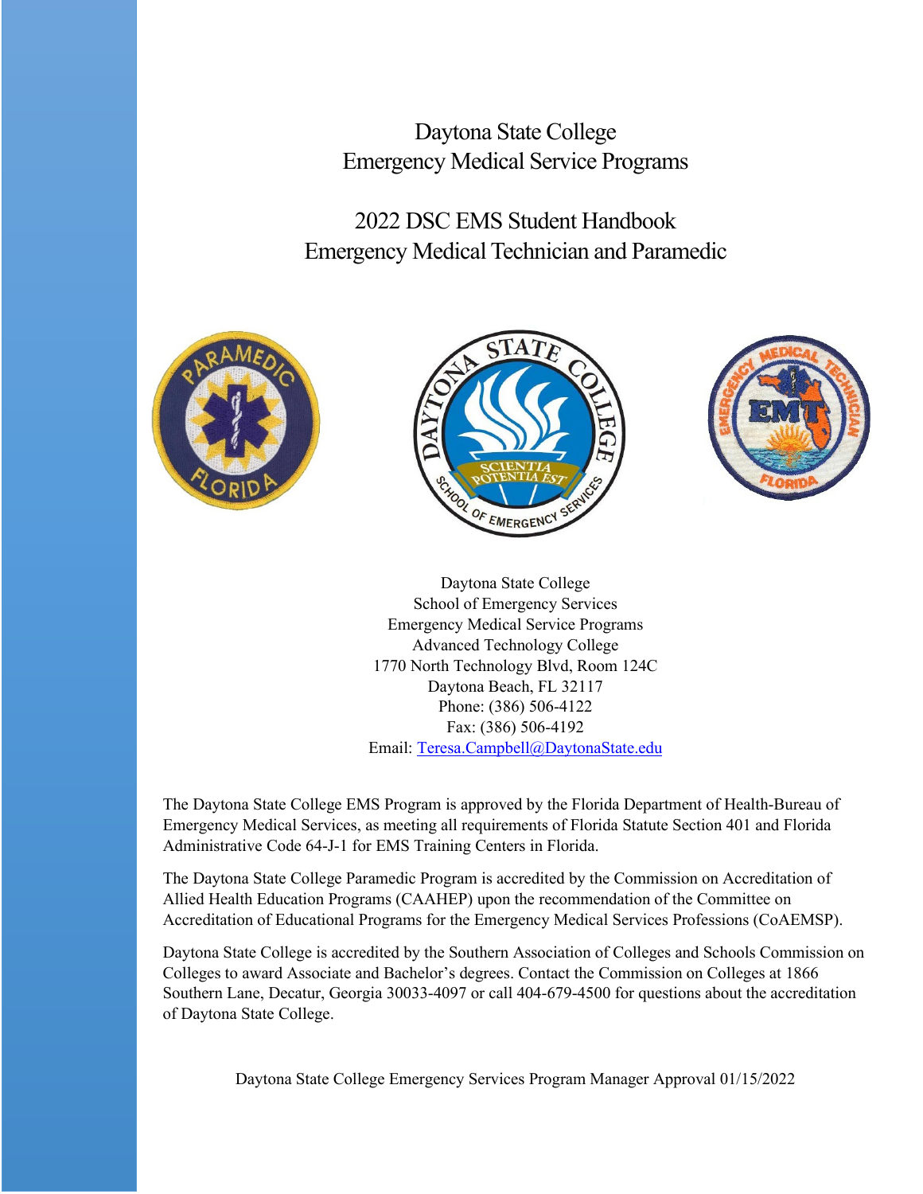# Daytona State College
# Emergency Medical Service Programs

## 2022 DSC EMS Student Handbook
## Emergency Medical Technician and Paramedic

Daytona State College
School of Emergency Services
Emergency Medical Service Programs
Advanced Technology College
1770 North Technology Blvd, Room 124C
Daytona Beach, FL 32117
Phone: (386) 506-4122
Fax: (386) 506-4192
Email: Teresa.Campbell@DaytonaState.edu

The Daytona State College EMS Program is approved by the Florida Department of Health-Bureau of Emergency Medical Services, as meeting all requirements of Florida Statute Section 401 and Florida Administrative Code 64-J-1 for EMS Training Centers in Florida.

The Daytona State College Paramedic Program is accredited by the Commission on Accreditation of Allied Health Education Programs (CAAHEP) upon the recommendation of the Committee on Accreditation of Educational Programs for the Emergency Medical Services Professions (CoAEMSP).

Daytona State College is accredited by the Southern Association of Colleges and Schools Commission on Colleges to award Associate and Bachelor's degrees. Contact the Commission on Colleges at 1866 Southern Lane, Decatur, Georgia 30033-4097 or call 404-679-4500 for questions about the accreditation of Daytona State College.

Daytona State College Emergency Services Program Manager Approval 01/15/2022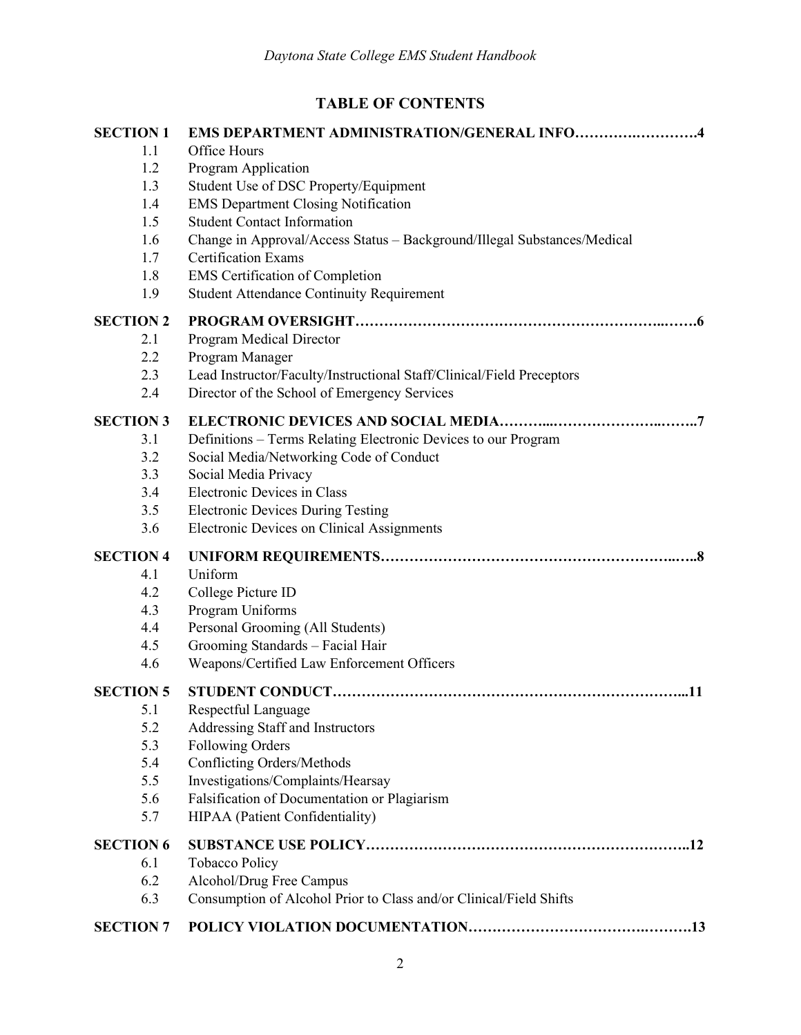# TABLE OF CONTENTS

**SECTION 1 EMS DEPARTMENT ADMINISTRATION/GENERAL INFO……………………….4**

- 1.1 Office Hours
- 1.2 Program Application
- 1.3 Student Use of DSC Property/Equipment
- 1.4 EMS Department Closing Notification
- 1.5 Student Contact Information
- 1.6 Change in Approval/Access Status – Background/Illegal Substances/Medical
- 1.7 Certification Exams
- 1.8 EMS Certification of Completion
- 1.9 Student Attendance Continuity Requirement

**SECTION 2 PROGRAM OVERSIGHT……………………………………………………………….6**

- 2.1 Program Medical Director
- 2.2 Program Manager
- 2.3 Lead Instructor/Faculty/Instructional Staff/Clinical/Field Preceptors
- 2.4 Director of the School of Emergency Services

**SECTION 3 ELECTRONIC DEVICES AND SOCIAL MEDIA………………………………………..7**

- 3.1 Definitions – Terms Relating Electronic Devices to our Program
- 3.2 Social Media/Networking Code of Conduct
- 3.3 Social Media Privacy
- 3.4 Electronic Devices in Class
- 3.5 Electronic Devices During Testing
- 3.6 Electronic Devices on Clinical Assignments

**SECTION 4 UNIFORM REQUIREMENTS……………………………………………………………..8**

- 4.1 Uniform
- 4.2 College Picture ID
- 4.3 Program Uniforms
- 4.4 Personal Grooming (All Students)
- 4.5 Grooming Standards – Facial Hair
- 4.6 Weapons/Certified Law Enforcement Officers

**SECTION 5 STUDENT CONDUCT……………………………………………………………………...11**

- 5.1 Respectful Language
- 5.2 Addressing Staff and Instructors
- 5.3 Following Orders
- 5.4 Conflicting Orders/Methods
- 5.5 Investigations/Complaints/Hearsay
- 5.6 Falsification of Documentation or Plagiarism
- 5.7 HIPAA (Patient Confidentiality)

**SECTION 6 SUBSTANCE USE POLICY…………………………………………………………………..12**

- 6.1 Tobacco Policy
- 6.2 Alcohol/Drug Free Campus
- 6.3 Consumption of Alcohol Prior to Class and/or Clinical/Field Shifts

**SECTION 7 POLICY VIOLATION DOCUMENTATION…………………………………………….13**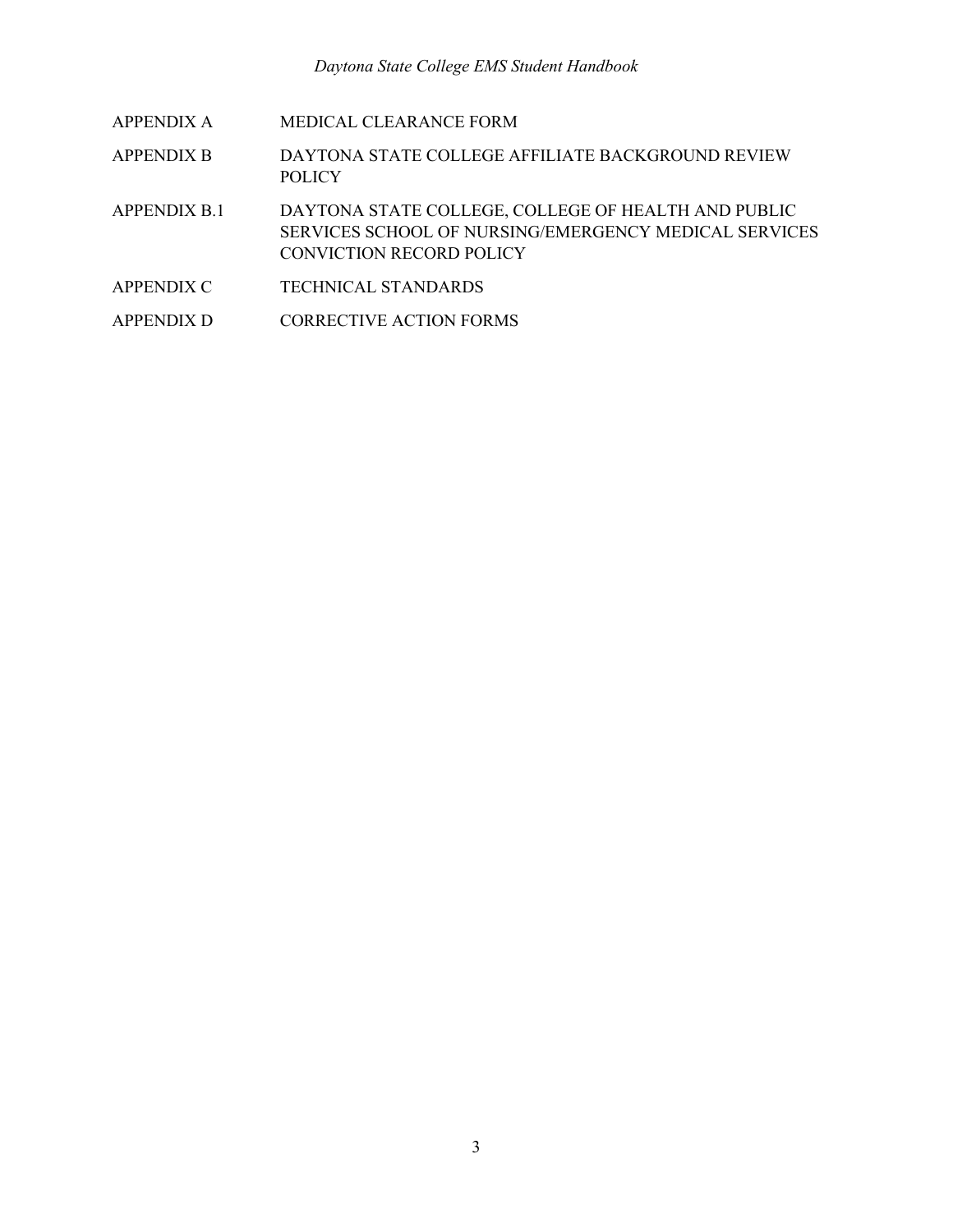| | |
|---|---|
| APPENDIX A | MEDICAL CLEARANCE FORM |
| APPENDIX B | DAYTONA STATE COLLEGE AFFILIATE BACKGROUND REVIEW POLICY |
| APPENDIX B.1 | DAYTONA STATE COLLEGE, COLLEGE OF HEALTH AND PUBLIC SERVICES SCHOOL OF NURSING/EMERGENCY MEDICAL SERVICES CONVICTION RECORD POLICY |
| APPENDIX C | TECHNICAL STANDARDS |
| APPENDIX D | CORRECTIVE ACTION FORMS |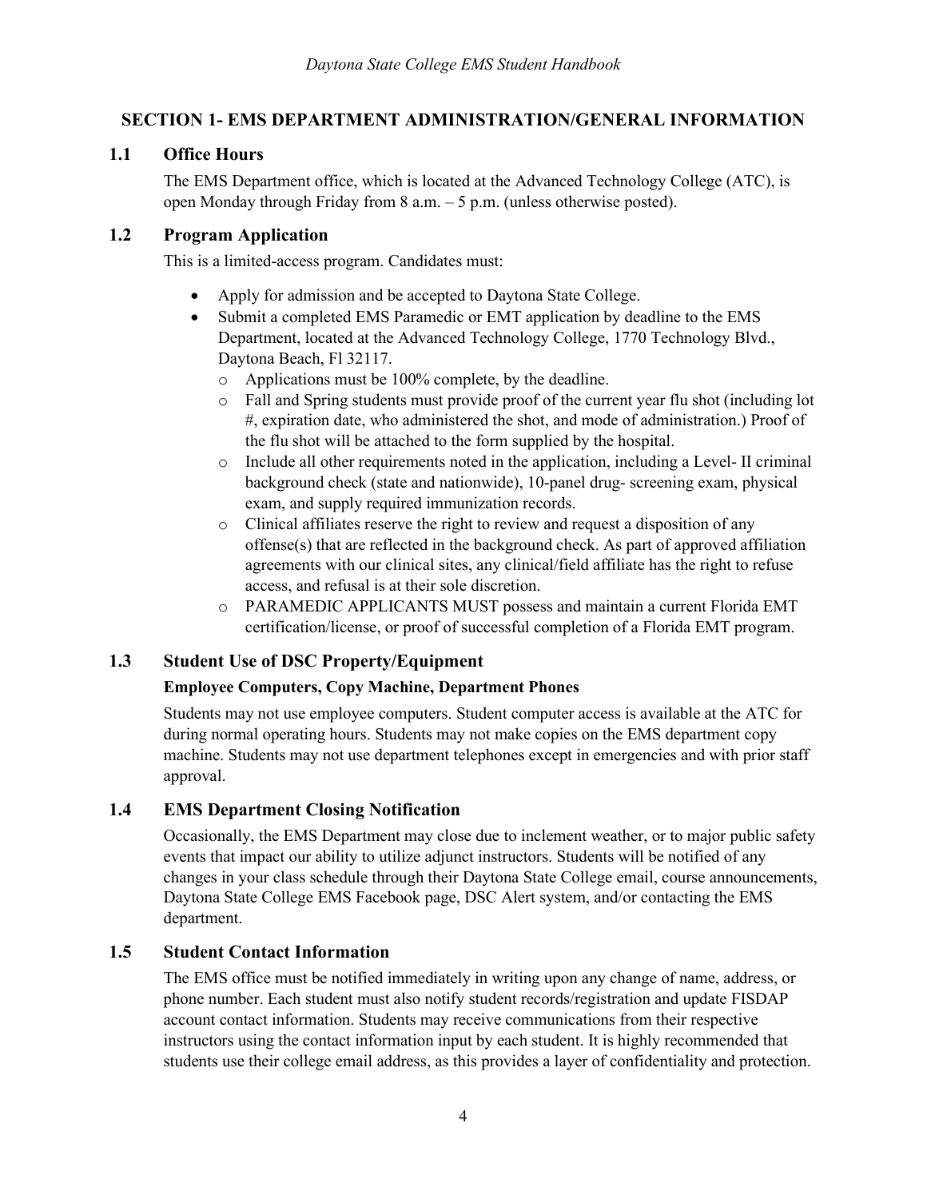## SECTION 1- EMS DEPARTMENT ADMINISTRATION/GENERAL INFORMATION

### 1.1 Office Hours

The EMS Department office, which is located at the Advanced Technology College (ATC), is open Monday through Friday from 8 a.m. – 5 p.m. (unless otherwise posted).

### 1.2 Program Application

This is a limited-access program. Candidates must:

- Apply for admission and be accepted to Daytona State College.
- Submit a completed EMS Paramedic or EMT application by deadline to the EMS Department, located at the Advanced Technology College, 1770 Technology Blvd., Daytona Beach, Fl 32117.
  - Applications must be 100% complete, by the deadline.
  - Fall and Spring students must provide proof of the current year flu shot (including lot #, expiration date, who administered the shot, and mode of administration.) Proof of the flu shot will be attached to the form supplied by the hospital.
  - Include all other requirements noted in the application, including a Level- II criminal background check (state and nationwide), 10-panel drug- screening exam, physical exam, and supply required immunization records.
  - Clinical affiliates reserve the right to review and request a disposition of any offense(s) that are reflected in the background check. As part of approved affiliation agreements with our clinical sites, any clinical/field affiliate has the right to refuse access, and refusal is at their sole discretion.
  - PARAMEDIC APPLICANTS MUST possess and maintain a current Florida EMT certification/license, or proof of successful completion of a Florida EMT program.

### 1.3 Student Use of DSC Property/Equipment

**Employee Computers, Copy Machine, Department Phones**

Students may not use employee computers. Student computer access is available at the ATC for during normal operating hours. Students may not make copies on the EMS department copy machine. Students may not use department telephones except in emergencies and with prior staff approval.

### 1.4 EMS Department Closing Notification

Occasionally, the EMS Department may close due to inclement weather, or to major public safety events that impact our ability to utilize adjunct instructors. Students will be notified of any changes in your class schedule through their Daytona State College email, course announcements, Daytona State College EMS Facebook page, DSC Alert system, and/or contacting the EMS department.

### 1.5 Student Contact Information

The EMS office must be notified immediately in writing upon any change of name, address, or phone number. Each student must also notify student records/registration and update FISDAP account contact information. Students may receive communications from their respective instructors using the contact information input by each student. It is highly recommended that students use their college email address, as this provides a layer of confidentiality and protection.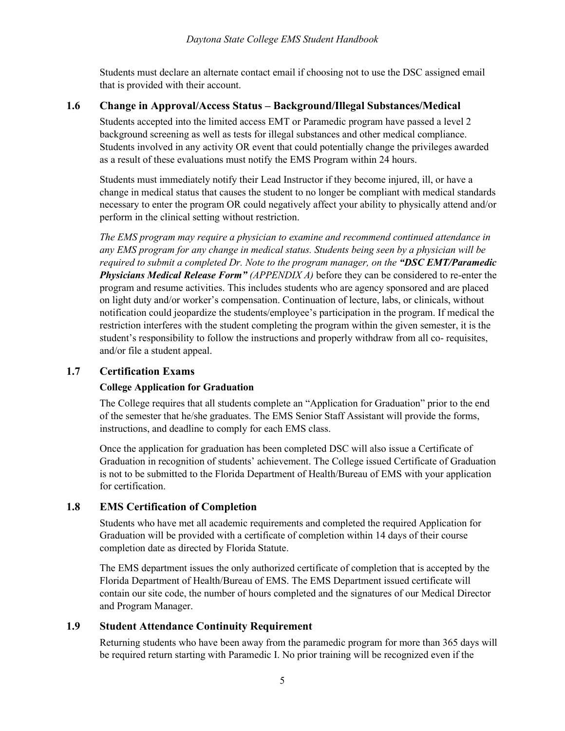Students must declare an alternate contact email if choosing not to use the DSC assigned email that is provided with their account.

## 1.6 Change in Approval/Access Status – Background/Illegal Substances/Medical

Students accepted into the limited access EMT or Paramedic program have passed a level 2 background screening as well as tests for illegal substances and other medical compliance. Students involved in any activity OR event that could potentially change the privileges awarded as a result of these evaluations must notify the EMS Program within 24 hours.

Students must immediately notify their Lead Instructor if they become injured, ill, or have a change in medical status that causes the student to no longer be compliant with medical standards necessary to enter the program OR could negatively affect your ability to physically attend and/or perform in the clinical setting without restriction.

*The EMS program may require a physician to examine and recommend continued attendance in any EMS program for any change in medical status. Students being seen by a physician will be required to submit a completed Dr. Note to the program manager, on the* ***"DSC EMT/Paramedic Physicians Medical Release Form"*** *(APPENDIX A)* before they can be considered to re-enter the program and resume activities. This includes students who are agency sponsored and are placed on light duty and/or worker's compensation. Continuation of lecture, labs, or clinicals, without notification could jeopardize the students/employee's participation in the program. If medical the restriction interferes with the student completing the program within the given semester, it is the student's responsibility to follow the instructions and properly withdraw from all co- requisites, and/or file a student appeal.

## 1.7 Certification Exams

### College Application for Graduation

The College requires that all students complete an "Application for Graduation" prior to the end of the semester that he/she graduates. The EMS Senior Staff Assistant will provide the forms, instructions, and deadline to comply for each EMS class.

Once the application for graduation has been completed DSC will also issue a Certificate of Graduation in recognition of students' achievement. The College issued Certificate of Graduation is not to be submitted to the Florida Department of Health/Bureau of EMS with your application for certification.

## 1.8 EMS Certification of Completion

Students who have met all academic requirements and completed the required Application for Graduation will be provided with a certificate of completion within 14 days of their course completion date as directed by Florida Statute.

The EMS department issues the only authorized certificate of completion that is accepted by the Florida Department of Health/Bureau of EMS. The EMS Department issued certificate will contain our site code, the number of hours completed and the signatures of our Medical Director and Program Manager.

## 1.9 Student Attendance Continuity Requirement

Returning students who have been away from the paramedic program for more than 365 days will be required return starting with Paramedic I. No prior training will be recognized even if the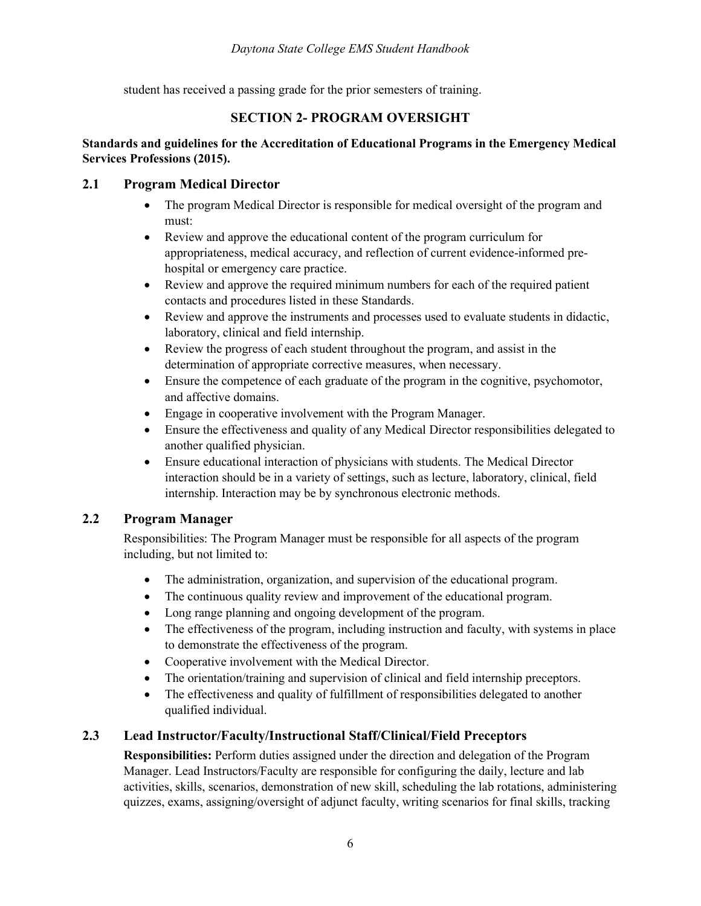student has received a passing grade for the prior semesters of training.

## SECTION 2- PROGRAM OVERSIGHT

**Standards and guidelines for the Accreditation of Educational Programs in the Emergency Medical Services Professions (2015).**

### 2.1 Program Medical Director

- The program Medical Director is responsible for medical oversight of the program and must:
- Review and approve the educational content of the program curriculum for appropriateness, medical accuracy, and reflection of current evidence-informed pre-hospital or emergency care practice.
- Review and approve the required minimum numbers for each of the required patient contacts and procedures listed in these Standards.
- Review and approve the instruments and processes used to evaluate students in didactic, laboratory, clinical and field internship.
- Review the progress of each student throughout the program, and assist in the determination of appropriate corrective measures, when necessary.
- Ensure the competence of each graduate of the program in the cognitive, psychomotor, and affective domains.
- Engage in cooperative involvement with the Program Manager.
- Ensure the effectiveness and quality of any Medical Director responsibilities delegated to another qualified physician.
- Ensure educational interaction of physicians with students. The Medical Director interaction should be in a variety of settings, such as lecture, laboratory, clinical, field internship. Interaction may be by synchronous electronic methods.

### 2.2 Program Manager

Responsibilities: The Program Manager must be responsible for all aspects of the program including, but not limited to:

- The administration, organization, and supervision of the educational program.
- The continuous quality review and improvement of the educational program.
- Long range planning and ongoing development of the program.
- The effectiveness of the program, including instruction and faculty, with systems in place to demonstrate the effectiveness of the program.
- Cooperative involvement with the Medical Director.
- The orientation/training and supervision of clinical and field internship preceptors.
- The effectiveness and quality of fulfillment of responsibilities delegated to another qualified individual.

### 2.3 Lead Instructor/Faculty/Instructional Staff/Clinical/Field Preceptors

**Responsibilities:** Perform duties assigned under the direction and delegation of the Program Manager. Lead Instructors/Faculty are responsible for configuring the daily, lecture and lab activities, skills, scenarios, demonstration of new skill, scheduling the lab rotations, administering quizzes, exams, assigning/oversight of adjunct faculty, writing scenarios for final skills, tracking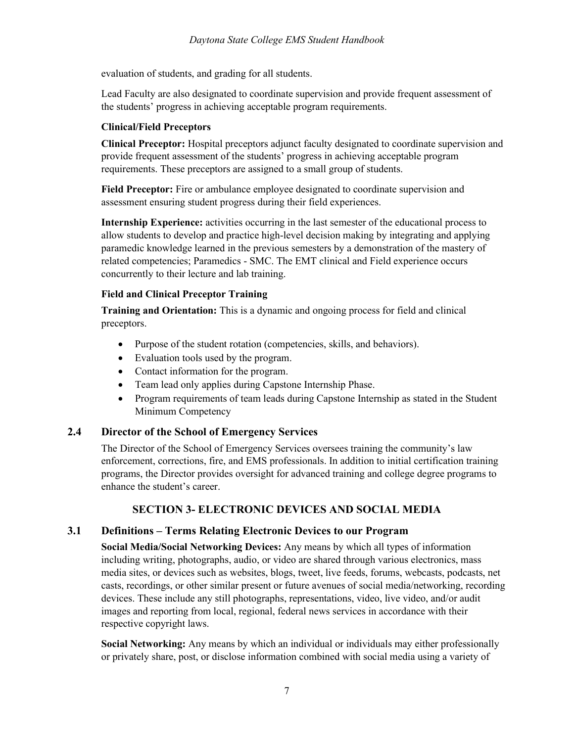evaluation of students, and grading for all students.

Lead Faculty are also designated to coordinate supervision and provide frequent assessment of the students' progress in achieving acceptable program requirements.

**Clinical/Field Preceptors**

**Clinical Preceptor:** Hospital preceptors adjunct faculty designated to coordinate supervision and provide frequent assessment of the students' progress in achieving acceptable program requirements. These preceptors are assigned to a small group of students.

**Field Preceptor:** Fire or ambulance employee designated to coordinate supervision and assessment ensuring student progress during their field experiences.

**Internship Experience:** activities occurring in the last semester of the educational process to allow students to develop and practice high-level decision making by integrating and applying paramedic knowledge learned in the previous semesters by a demonstration of the mastery of related competencies; Paramedics - SMC. The EMT clinical and Field experience occurs concurrently to their lecture and lab training.

**Field and Clinical Preceptor Training**

**Training and Orientation:** This is a dynamic and ongoing process for field and clinical preceptors.

- Purpose of the student rotation (competencies, skills, and behaviors).
- Evaluation tools used by the program.
- Contact information for the program.
- Team lead only applies during Capstone Internship Phase.
- Program requirements of team leads during Capstone Internship as stated in the Student Minimum Competency

### 2.4 Director of the School of Emergency Services

The Director of the School of Emergency Services oversees training the community's law enforcement, corrections, fire, and EMS professionals. In addition to initial certification training programs, the Director provides oversight for advanced training and college degree programs to enhance the student's career.

## SECTION 3- ELECTRONIC DEVICES AND SOCIAL MEDIA

### 3.1 Definitions – Terms Relating Electronic Devices to our Program

**Social Media/Social Networking Devices:** Any means by which all types of information including writing, photographs, audio, or video are shared through various electronics, mass media sites, or devices such as websites, blogs, tweet, live feeds, forums, webcasts, podcasts, net casts, recordings, or other similar present or future avenues of social media/networking, recording devices. These include any still photographs, representations, video, live video, and/or audit images and reporting from local, regional, federal news services in accordance with their respective copyright laws.

**Social Networking:** Any means by which an individual or individuals may either professionally or privately share, post, or disclose information combined with social media using a variety of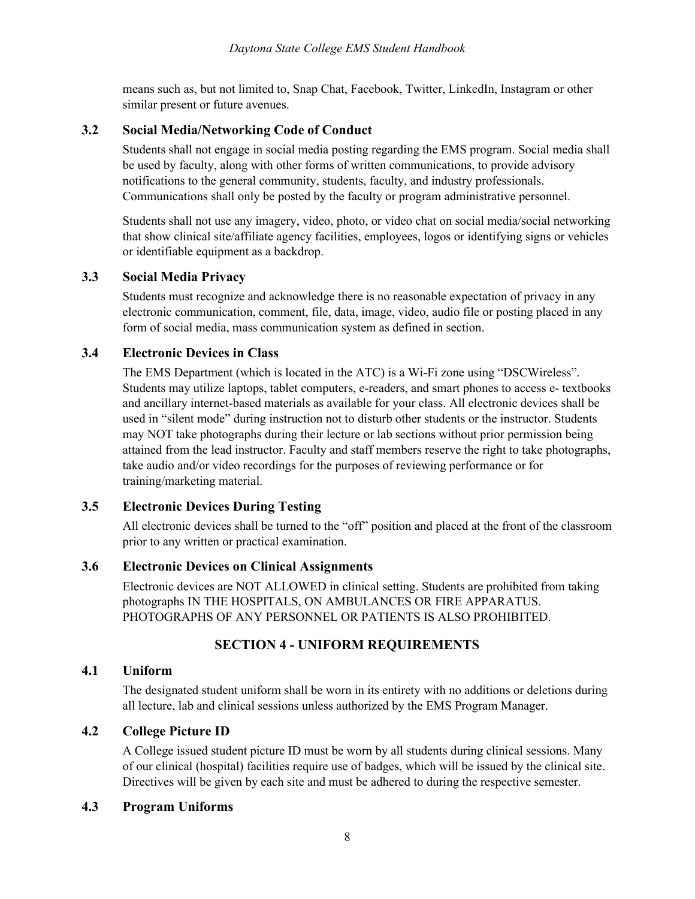means such as, but not limited to, Snap Chat, Facebook, Twitter, LinkedIn, Instagram or other similar present or future avenues.

### 3.2 Social Media/Networking Code of Conduct

Students shall not engage in social media posting regarding the EMS program. Social media shall be used by faculty, along with other forms of written communications, to provide advisory notifications to the general community, students, faculty, and industry professionals. Communications shall only be posted by the faculty or program administrative personnel.

Students shall not use any imagery, video, photo, or video chat on social media/social networking that show clinical site/affiliate agency facilities, employees, logos or identifying signs or vehicles or identifiable equipment as a backdrop.

### 3.3 Social Media Privacy

Students must recognize and acknowledge there is no reasonable expectation of privacy in any electronic communication, comment, file, data, image, video, audio file or posting placed in any form of social media, mass communication system as defined in section.

### 3.4 Electronic Devices in Class

The EMS Department (which is located in the ATC) is a Wi-Fi zone using "DSCWireless". Students may utilize laptops, tablet computers, e-readers, and smart phones to access e- textbooks and ancillary internet-based materials as available for your class. All electronic devices shall be used in "silent mode" during instruction not to disturb other students or the instructor. Students may NOT take photographs during their lecture or lab sections without prior permission being attained from the lead instructor. Faculty and staff members reserve the right to take photographs, take audio and/or video recordings for the purposes of reviewing performance or for training/marketing material.

### 3.5 Electronic Devices During Testing

All electronic devices shall be turned to the "off" position and placed at the front of the classroom prior to any written or practical examination.

### 3.6 Electronic Devices on Clinical Assignments

Electronic devices are NOT ALLOWED in clinical setting. Students are prohibited from taking photographs IN THE HOSPITALS, ON AMBULANCES OR FIRE APPARATUS. PHOTOGRAPHS OF ANY PERSONNEL OR PATIENTS IS ALSO PROHIBITED.

## SECTION 4 - UNIFORM REQUIREMENTS

### 4.1 Uniform

The designated student uniform shall be worn in its entirety with no additions or deletions during all lecture, lab and clinical sessions unless authorized by the EMS Program Manager.

### 4.2 College Picture ID

A College issued student picture ID must be worn by all students during clinical sessions. Many of our clinical (hospital) facilities require use of badges, which will be issued by the clinical site. Directives will be given by each site and must be adhered to during the respective semester.

### 4.3 Program Uniforms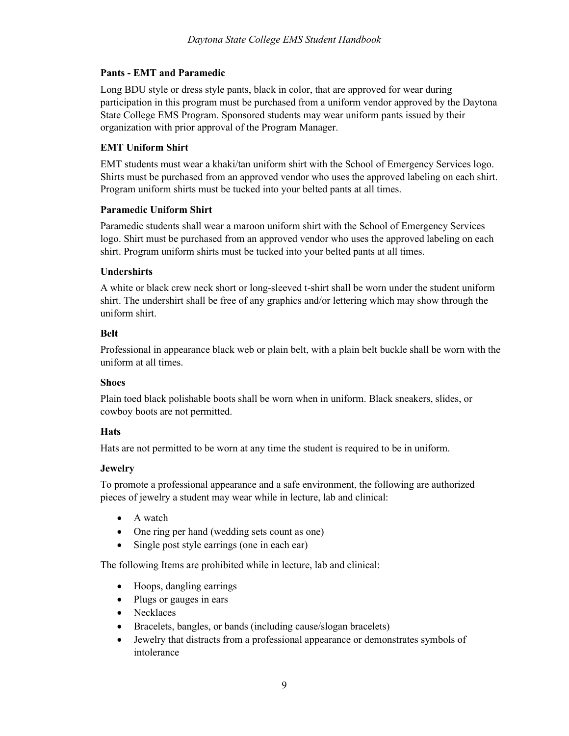### Pants - EMT and Paramedic

Long BDU style or dress style pants, black in color, that are approved for wear during participation in this program must be purchased from a uniform vendor approved by the Daytona State College EMS Program. Sponsored students may wear uniform pants issued by their organization with prior approval of the Program Manager.

### EMT Uniform Shirt

EMT students must wear a khaki/tan uniform shirt with the School of Emergency Services logo. Shirts must be purchased from an approved vendor who uses the approved labeling on each shirt. Program uniform shirts must be tucked into your belted pants at all times.

### Paramedic Uniform Shirt

Paramedic students shall wear a maroon uniform shirt with the School of Emergency Services logo. Shirt must be purchased from an approved vendor who uses the approved labeling on each shirt. Program uniform shirts must be tucked into your belted pants at all times.

### Undershirts

A white or black crew neck short or long-sleeved t-shirt shall be worn under the student uniform shirt. The undershirt shall be free of any graphics and/or lettering which may show through the uniform shirt.

### Belt

Professional in appearance black web or plain belt, with a plain belt buckle shall be worn with the uniform at all times.

### Shoes

Plain toed black polishable boots shall be worn when in uniform. Black sneakers, slides, or cowboy boots are not permitted.

### Hats

Hats are not permitted to be worn at any time the student is required to be in uniform.

### Jewelry

To promote a professional appearance and a safe environment, the following are authorized pieces of jewelry a student may wear while in lecture, lab and clinical:

- A watch
- One ring per hand (wedding sets count as one)
- Single post style earrings (one in each ear)

The following Items are prohibited while in lecture, lab and clinical:

- Hoops, dangling earrings
- Plugs or gauges in ears
- Necklaces
- Bracelets, bangles, or bands (including cause/slogan bracelets)
- Jewelry that distracts from a professional appearance or demonstrates symbols of intolerance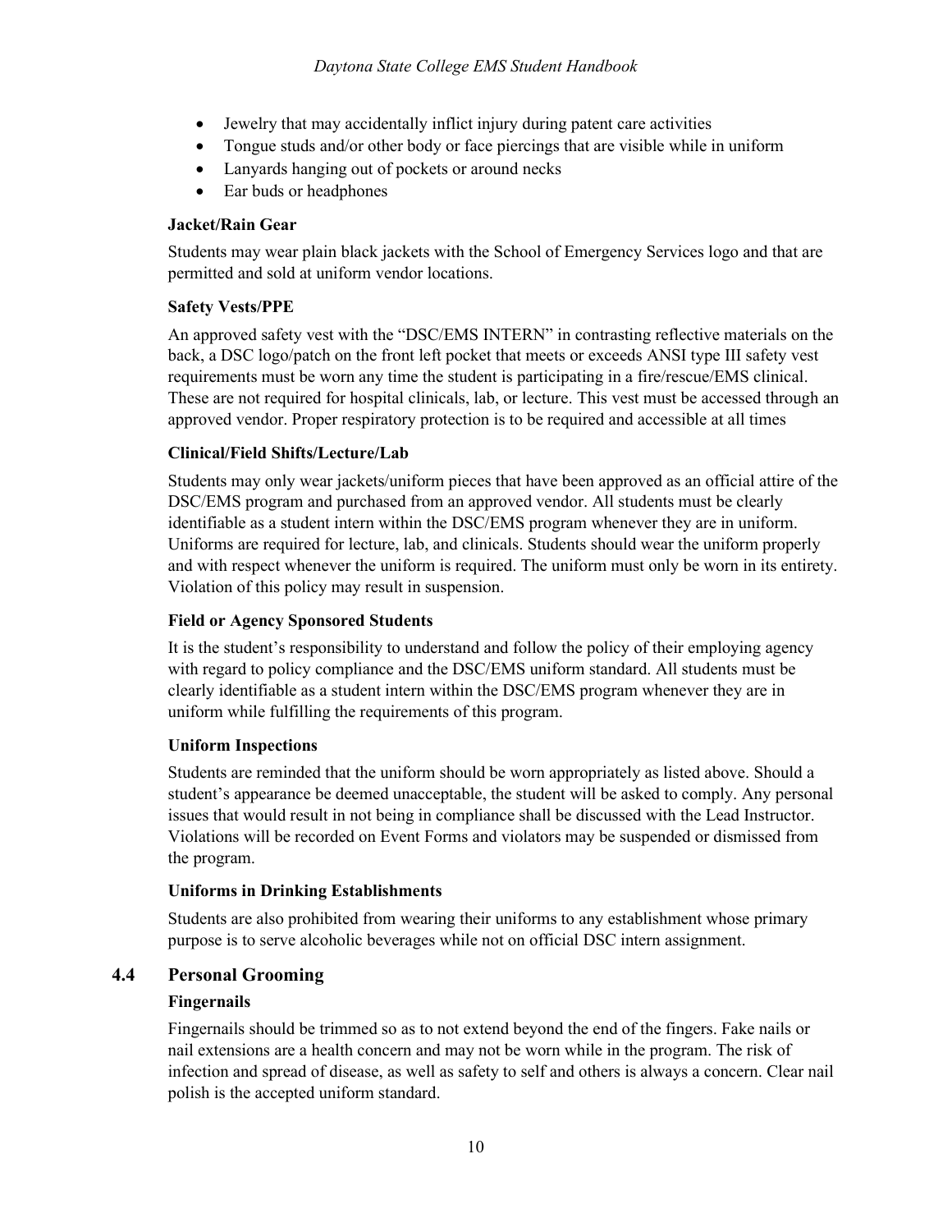- Jewelry that may accidentally inflict injury during patent care activities
- Tongue studs and/or other body or face piercings that are visible while in uniform
- Lanyards hanging out of pockets or around necks
- Ear buds or headphones

**Jacket/Rain Gear**

Students may wear plain black jackets with the School of Emergency Services logo and that are permitted and sold at uniform vendor locations.

**Safety Vests/PPE**

An approved safety vest with the "DSC/EMS INTERN" in contrasting reflective materials on the back, a DSC logo/patch on the front left pocket that meets or exceeds ANSI type III safety vest requirements must be worn any time the student is participating in a fire/rescue/EMS clinical. These are not required for hospital clinicals, lab, or lecture. This vest must be accessed through an approved vendor. Proper respiratory protection is to be required and accessible at all times

**Clinical/Field Shifts/Lecture/Lab**

Students may only wear jackets/uniform pieces that have been approved as an official attire of the DSC/EMS program and purchased from an approved vendor. All students must be clearly identifiable as a student intern within the DSC/EMS program whenever they are in uniform. Uniforms are required for lecture, lab, and clinicals. Students should wear the uniform properly and with respect whenever the uniform is required. The uniform must only be worn in its entirety. Violation of this policy may result in suspension.

**Field or Agency Sponsored Students**

It is the student's responsibility to understand and follow the policy of their employing agency with regard to policy compliance and the DSC/EMS uniform standard. All students must be clearly identifiable as a student intern within the DSC/EMS program whenever they are in uniform while fulfilling the requirements of this program.

**Uniform Inspections**

Students are reminded that the uniform should be worn appropriately as listed above. Should a student's appearance be deemed unacceptable, the student will be asked to comply. Any personal issues that would result in not being in compliance shall be discussed with the Lead Instructor. Violations will be recorded on Event Forms and violators may be suspended or dismissed from the program.

**Uniforms in Drinking Establishments**

Students are also prohibited from wearing their uniforms to any establishment whose primary purpose is to serve alcoholic beverages while not on official DSC intern assignment.

## 4.4 Personal Grooming

**Fingernails**

Fingernails should be trimmed so as to not extend beyond the end of the fingers. Fake nails or nail extensions are a health concern and may not be worn while in the program. The risk of infection and spread of disease, as well as safety to self and others is always a concern. Clear nail polish is the accepted uniform standard.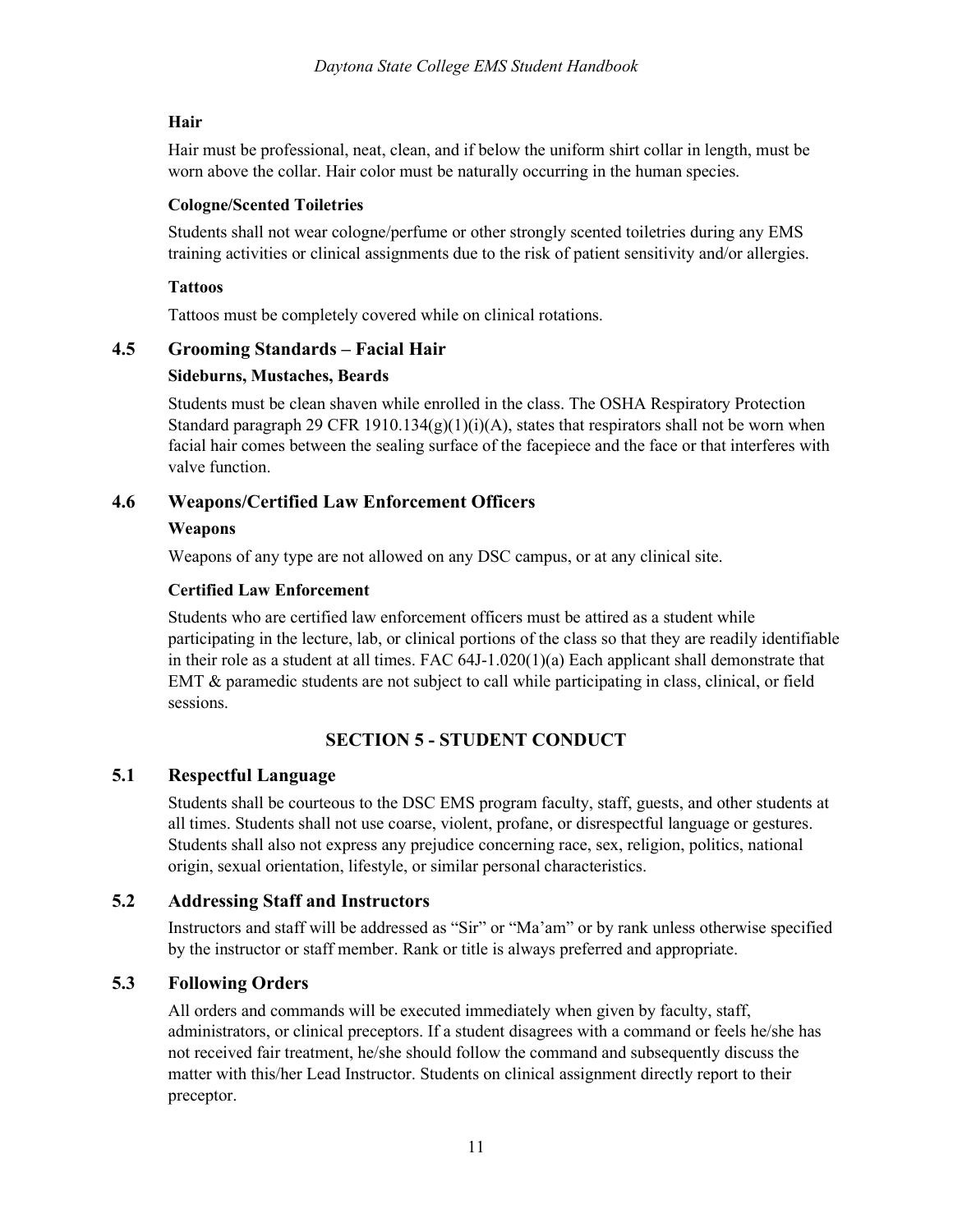**Hair**

Hair must be professional, neat, clean, and if below the uniform shirt collar in length, must be worn above the collar. Hair color must be naturally occurring in the human species.

**Cologne/Scented Toiletries**

Students shall not wear cologne/perfume or other strongly scented toiletries during any EMS training activities or clinical assignments due to the risk of patient sensitivity and/or allergies.

**Tattoos**

Tattoos must be completely covered while on clinical rotations.

## 4.5 Grooming Standards – Facial Hair

**Sideburns, Mustaches, Beards**

Students must be clean shaven while enrolled in the class. The OSHA Respiratory Protection Standard paragraph 29 CFR 1910.134(g)(1)(i)(A), states that respirators shall not be worn when facial hair comes between the sealing surface of the facepiece and the face or that interferes with valve function.

## 4.6 Weapons/Certified Law Enforcement Officers

**Weapons**

Weapons of any type are not allowed on any DSC campus, or at any clinical site.

**Certified Law Enforcement**

Students who are certified law enforcement officers must be attired as a student while participating in the lecture, lab, or clinical portions of the class so that they are readily identifiable in their role as a student at all times. FAC 64J-1.020(1)(a) Each applicant shall demonstrate that EMT & paramedic students are not subject to call while participating in class, clinical, or field sessions.

# SECTION 5 - STUDENT CONDUCT

## 5.1 Respectful Language

Students shall be courteous to the DSC EMS program faculty, staff, guests, and other students at all times. Students shall not use coarse, violent, profane, or disrespectful language or gestures. Students shall also not express any prejudice concerning race, sex, religion, politics, national origin, sexual orientation, lifestyle, or similar personal characteristics.

## 5.2 Addressing Staff and Instructors

Instructors and staff will be addressed as "Sir" or "Ma'am" or by rank unless otherwise specified by the instructor or staff member. Rank or title is always preferred and appropriate.

## 5.3 Following Orders

All orders and commands will be executed immediately when given by faculty, staff, administrators, or clinical preceptors. If a student disagrees with a command or feels he/she has not received fair treatment, he/she should follow the command and subsequently discuss the matter with this/her Lead Instructor. Students on clinical assignment directly report to their preceptor.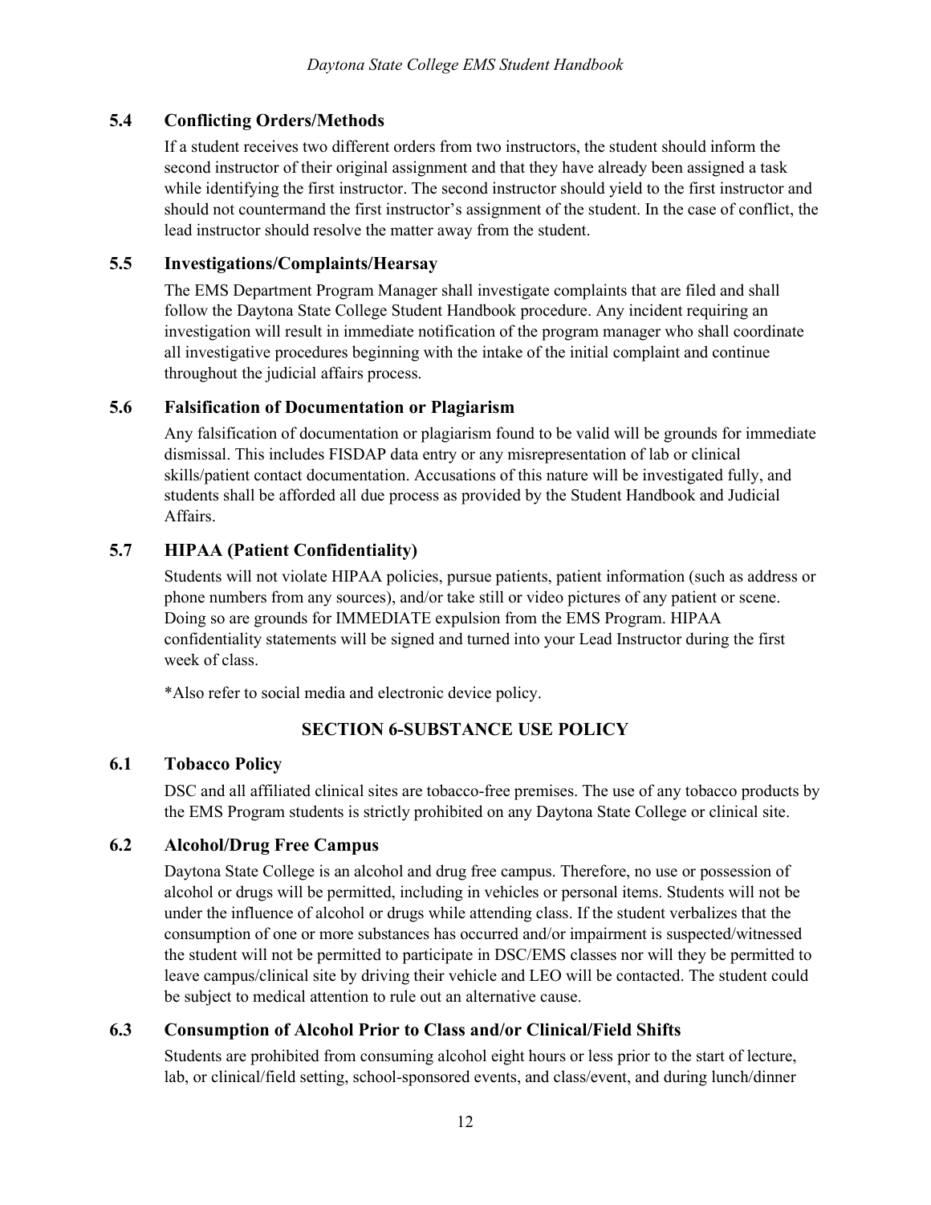### 5.4 Conflicting Orders/Methods

If a student receives two different orders from two instructors, the student should inform the second instructor of their original assignment and that they have already been assigned a task while identifying the first instructor. The second instructor should yield to the first instructor and should not countermand the first instructor's assignment of the student. In the case of conflict, the lead instructor should resolve the matter away from the student.

### 5.5 Investigations/Complaints/Hearsay

The EMS Department Program Manager shall investigate complaints that are filed and shall follow the Daytona State College Student Handbook procedure. Any incident requiring an investigation will result in immediate notification of the program manager who shall coordinate all investigative procedures beginning with the intake of the initial complaint and continue throughout the judicial affairs process.

### 5.6 Falsification of Documentation or Plagiarism

Any falsification of documentation or plagiarism found to be valid will be grounds for immediate dismissal. This includes FISDAP data entry or any misrepresentation of lab or clinical skills/patient contact documentation. Accusations of this nature will be investigated fully, and students shall be afforded all due process as provided by the Student Handbook and Judicial Affairs.

### 5.7 HIPAA (Patient Confidentiality)

Students will not violate HIPAA policies, pursue patients, patient information (such as address or phone numbers from any sources), and/or take still or video pictures of any patient or scene. Doing so are grounds for IMMEDIATE expulsion from the EMS Program. HIPAA confidentiality statements will be signed and turned into your Lead Instructor during the first week of class.

*Also refer to social media and electronic device policy.

## SECTION 6-SUBSTANCE USE POLICY

### 6.1 Tobacco Policy

DSC and all affiliated clinical sites are tobacco-free premises. The use of any tobacco products by the EMS Program students is strictly prohibited on any Daytona State College or clinical site.

### 6.2 Alcohol/Drug Free Campus

Daytona State College is an alcohol and drug free campus. Therefore, no use or possession of alcohol or drugs will be permitted, including in vehicles or personal items. Students will not be under the influence of alcohol or drugs while attending class. If the student verbalizes that the consumption of one or more substances has occurred and/or impairment is suspected/witnessed the student will not be permitted to participate in DSC/EMS classes nor will they be permitted to leave campus/clinical site by driving their vehicle and LEO will be contacted. The student could be subject to medical attention to rule out an alternative cause.

### 6.3 Consumption of Alcohol Prior to Class and/or Clinical/Field Shifts

Students are prohibited from consuming alcohol eight hours or less prior to the start of lecture, lab, or clinical/field setting, school-sponsored events, and class/event, and during lunch/dinner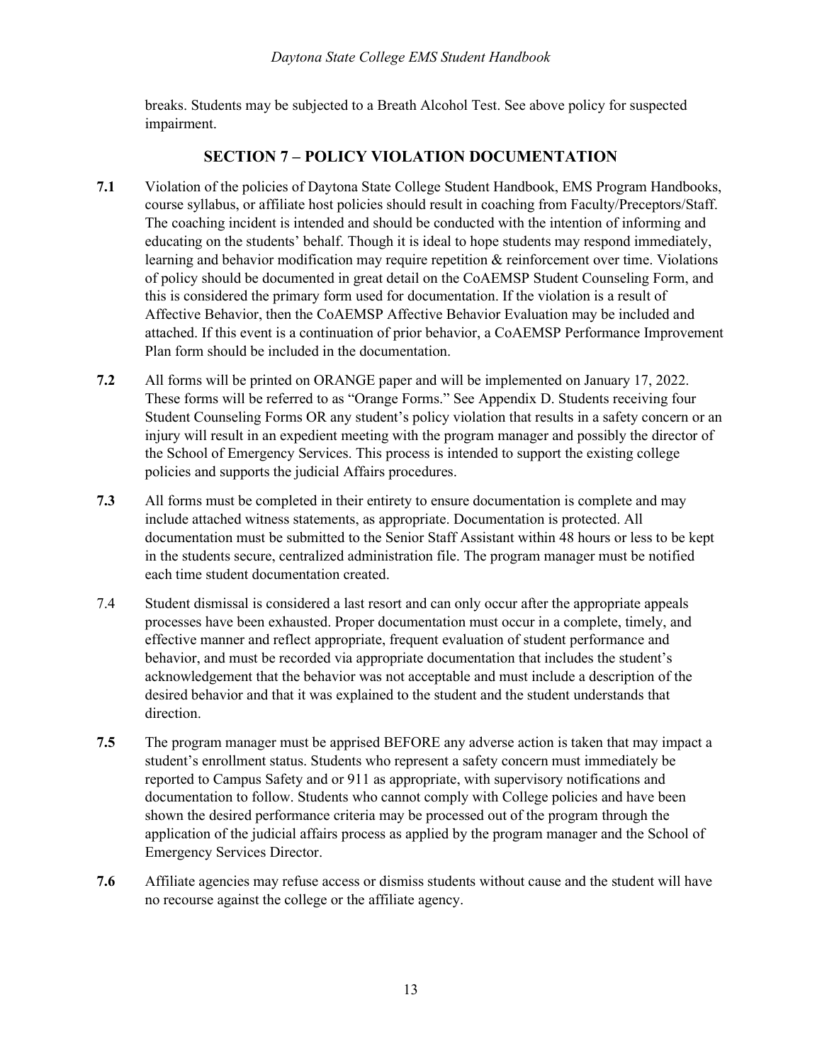breaks. Students may be subjected to a Breath Alcohol Test. See above policy for suspected impairment.

## SECTION 7 – POLICY VIOLATION DOCUMENTATION

**7.1** Violation of the policies of Daytona State College Student Handbook, EMS Program Handbooks, course syllabus, or affiliate host policies should result in coaching from Faculty/Preceptors/Staff. The coaching incident is intended and should be conducted with the intention of informing and educating on the students' behalf. Though it is ideal to hope students may respond immediately, learning and behavior modification may require repetition & reinforcement over time. Violations of policy should be documented in great detail on the CoAEMSP Student Counseling Form, and this is considered the primary form used for documentation. If the violation is a result of Affective Behavior, then the CoAEMSP Affective Behavior Evaluation may be included and attached. If this event is a continuation of prior behavior, a CoAEMSP Performance Improvement Plan form should be included in the documentation.

**7.2** All forms will be printed on ORANGE paper and will be implemented on January 17, 2022. These forms will be referred to as "Orange Forms." See Appendix D. Students receiving four Student Counseling Forms OR any student's policy violation that results in a safety concern or an injury will result in an expedient meeting with the program manager and possibly the director of the School of Emergency Services. This process is intended to support the existing college policies and supports the judicial Affairs procedures.

**7.3** All forms must be completed in their entirety to ensure documentation is complete and may include attached witness statements, as appropriate. Documentation is protected. All documentation must be submitted to the Senior Staff Assistant within 48 hours or less to be kept in the students secure, centralized administration file. The program manager must be notified each time student documentation created.

7.4 Student dismissal is considered a last resort and can only occur after the appropriate appeals processes have been exhausted. Proper documentation must occur in a complete, timely, and effective manner and reflect appropriate, frequent evaluation of student performance and behavior, and must be recorded via appropriate documentation that includes the student's acknowledgement that the behavior was not acceptable and must include a description of the desired behavior and that it was explained to the student and the student understands that direction.

**7.5** The program manager must be apprised BEFORE any adverse action is taken that may impact a student's enrollment status. Students who represent a safety concern must immediately be reported to Campus Safety and or 911 as appropriate, with supervisory notifications and documentation to follow. Students who cannot comply with College policies and have been shown the desired performance criteria may be processed out of the program through the application of the judicial affairs process as applied by the program manager and the School of Emergency Services Director.

**7.6** Affiliate agencies may refuse access or dismiss students without cause and the student will have no recourse against the college or the affiliate agency.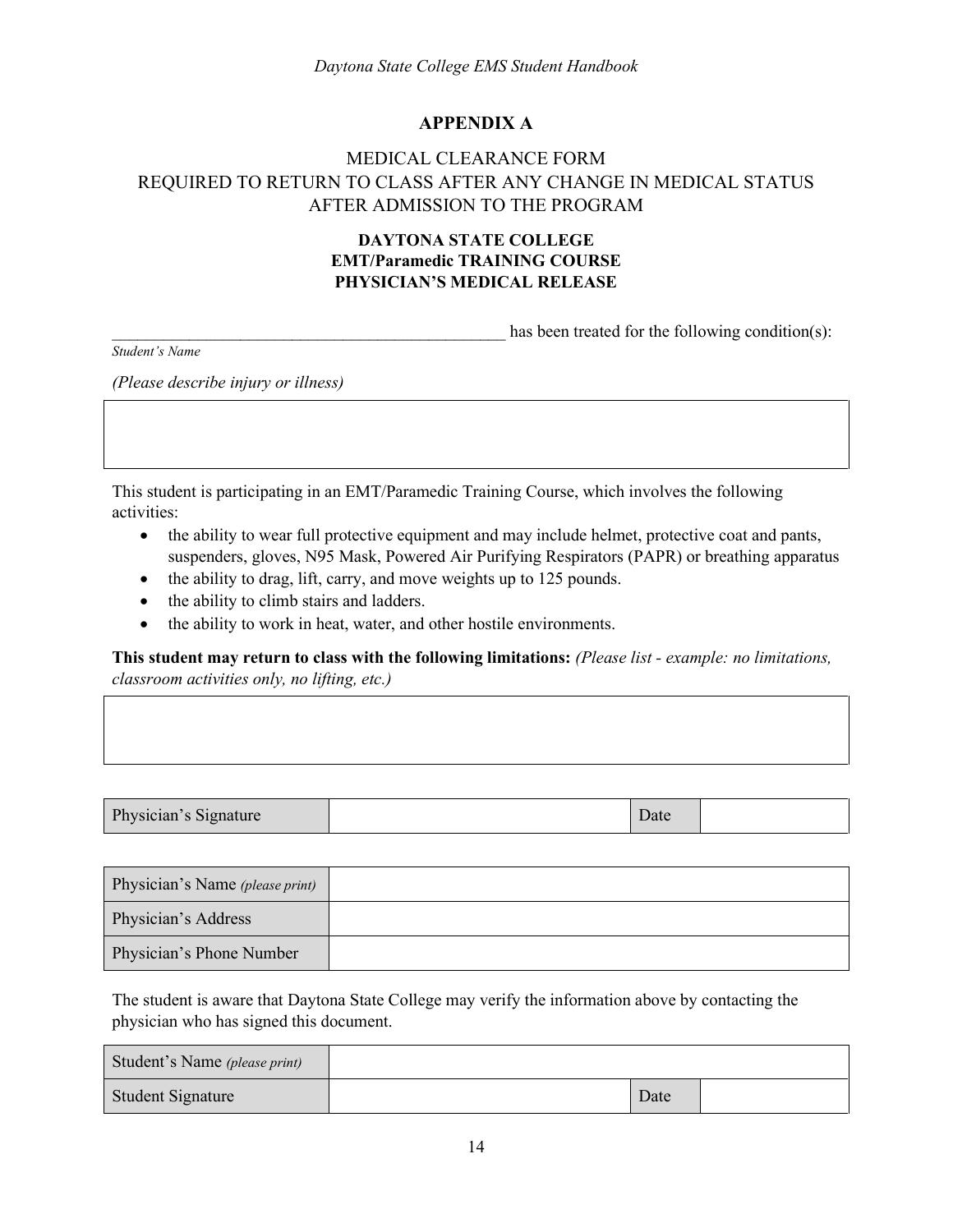## APPENDIX A

MEDICAL CLEARANCE FORM
REQUIRED TO RETURN TO CLASS AFTER ANY CHANGE IN MEDICAL STATUS
AFTER ADMISSION TO THE PROGRAM

**DAYTONA STATE COLLEGE**
**EMT/Paramedic TRAINING COURSE**
**PHYSICIAN'S MEDICAL RELEASE**

_________________________________________________ has been treated for the following condition(s):
*Student's Name*

*(Please describe injury or illness)*

| |
|---|
| |

This student is participating in an EMT/Paramedic Training Course, which involves the following activities:

- the ability to wear full protective equipment and may include helmet, protective coat and pants, suspenders, gloves, N95 Mask, Powered Air Purifying Respirators (PAPR) or breathing apparatus
- the ability to drag, lift, carry, and move weights up to 125 pounds.
- the ability to climb stairs and ladders.
- the ability to work in heat, water, and other hostile environments.

**This student may return to class with the following limitations:** *(Please list - example: no limitations, classroom activities only, no lifting, etc.)*

| |
|---|
| |

| Physician's Signature | | Date | |
|---|---|---|---|

| Physician's Name *(please print)* | |
|---|---|
| Physician's Address | |
| Physician's Phone Number | |

The student is aware that Daytona State College may verify the information above by contacting the physician who has signed this document.

| Student's Name *(please print)* | | | |
|---|---|---|---|
| Student Signature | | Date | |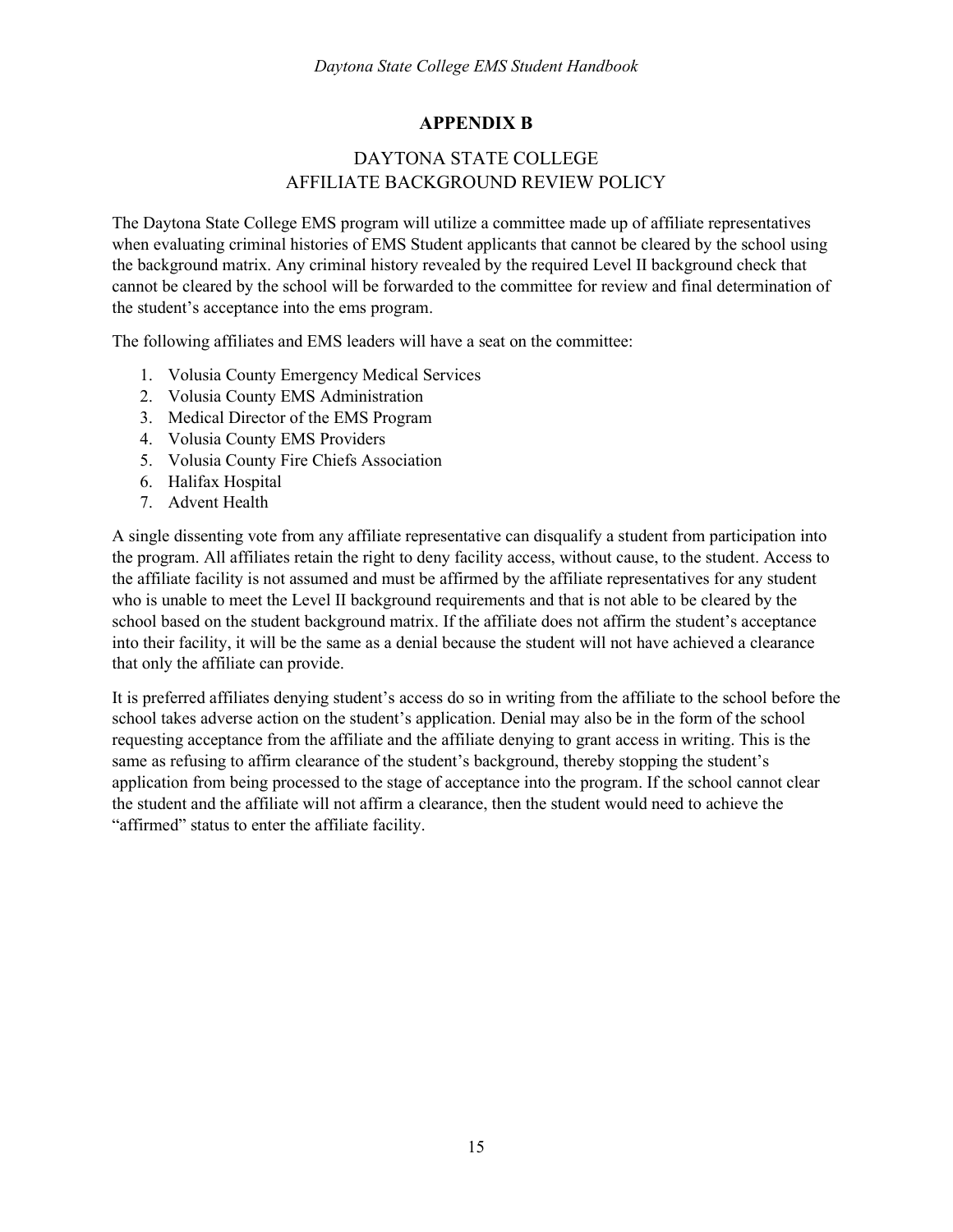## APPENDIX B

## DAYTONA STATE COLLEGE
## AFFILIATE BACKGROUND REVIEW POLICY

The Daytona State College EMS program will utilize a committee made up of affiliate representatives when evaluating criminal histories of EMS Student applicants that cannot be cleared by the school using the background matrix. Any criminal history revealed by the required Level II background check that cannot be cleared by the school will be forwarded to the committee for review and final determination of the student's acceptance into the ems program.

The following affiliates and EMS leaders will have a seat on the committee:

1. Volusia County Emergency Medical Services
2. Volusia County EMS Administration
3. Medical Director of the EMS Program
4. Volusia County EMS Providers
5. Volusia County Fire Chiefs Association
6. Halifax Hospital
7. Advent Health

A single dissenting vote from any affiliate representative can disqualify a student from participation into the program. All affiliates retain the right to deny facility access, without cause, to the student. Access to the affiliate facility is not assumed and must be affirmed by the affiliate representatives for any student who is unable to meet the Level II background requirements and that is not able to be cleared by the school based on the student background matrix. If the affiliate does not affirm the student's acceptance into their facility, it will be the same as a denial because the student will not have achieved a clearance that only the affiliate can provide.

It is preferred affiliates denying student's access do so in writing from the affiliate to the school before the school takes adverse action on the student's application. Denial may also be in the form of the school requesting acceptance from the affiliate and the affiliate denying to grant access in writing. This is the same as refusing to affirm clearance of the student's background, thereby stopping the student's application from being processed to the stage of acceptance into the program. If the school cannot clear the student and the affiliate will not affirm a clearance, then the student would need to achieve the "affirmed" status to enter the affiliate facility.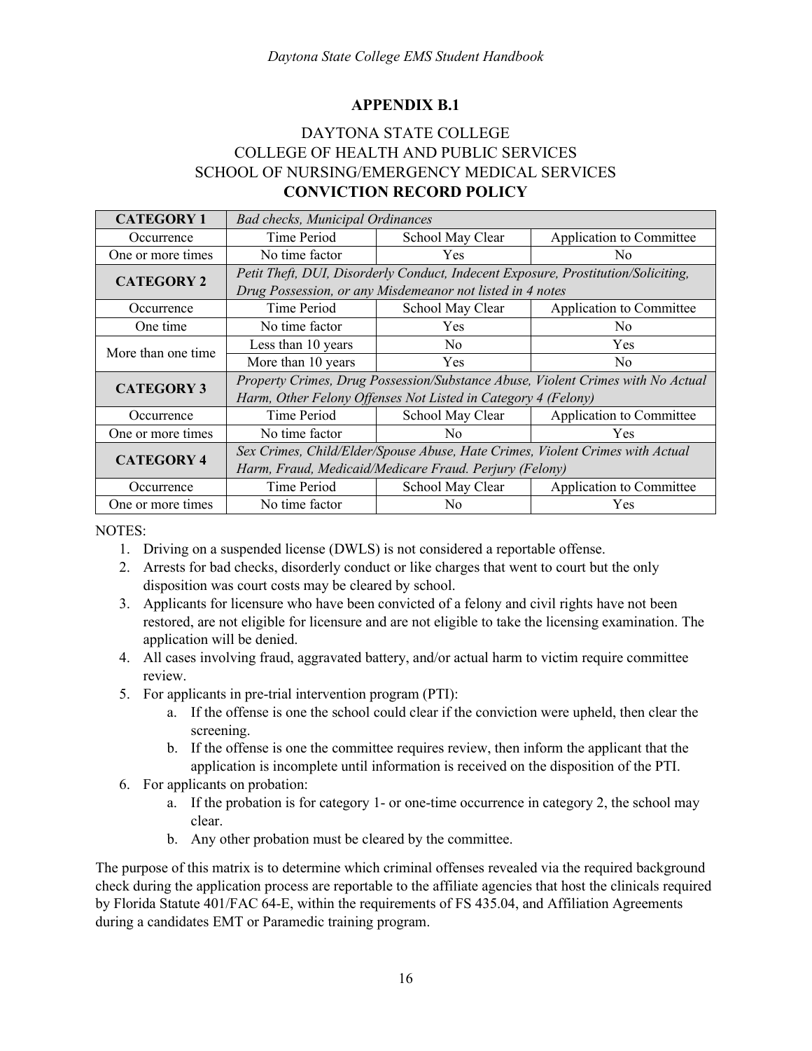## APPENDIX B.1

DAYTONA STATE COLLEGE
COLLEGE OF HEALTH AND PUBLIC SERVICES
SCHOOL OF NURSING/EMERGENCY MEDICAL SERVICES
**CONVICTION RECORD POLICY**

| **CATEGORY 1** | *Bad checks, Municipal Ordinances* | | |
|---|---|---|---|
| Occurrence | Time Period | School May Clear | Application to Committee |
| One or more times | No time factor | Yes | No |
| **CATEGORY 2** | *Petit Theft, DUI, Disorderly Conduct, Indecent Exposure, Prostitution/Soliciting, Drug Possession, or any Misdemeanor not listed in 4 notes* | | |
| Occurrence | Time Period | School May Clear | Application to Committee |
| One time | No time factor | Yes | No |
| More than one time | Less than 10 years | No | Yes |
| | More than 10 years | Yes | No |
| **CATEGORY 3** | *Property Crimes, Drug Possession/Substance Abuse, Violent Crimes with No Actual Harm, Other Felony Offenses Not Listed in Category 4 (Felony)* | | |
| Occurrence | Time Period | School May Clear | Application to Committee |
| One or more times | No time factor | No | Yes |
| **CATEGORY 4** | *Sex Crimes, Child/Elder/Spouse Abuse, Hate Crimes, Violent Crimes with Actual Harm, Fraud, Medicaid/Medicare Fraud. Perjury (Felony)* | | |
| Occurrence | Time Period | School May Clear | Application to Committee |
| One or more times | No time factor | No | Yes |

NOTES:

1. Driving on a suspended license (DWLS) is not considered a reportable offense.
2. Arrests for bad checks, disorderly conduct or like charges that went to court but the only disposition was court costs may be cleared by school.
3. Applicants for licensure who have been convicted of a felony and civil rights have not been restored, are not eligible for licensure and are not eligible to take the licensing examination. The application will be denied.
4. All cases involving fraud, aggravated battery, and/or actual harm to victim require committee review.
5. For applicants in pre-trial intervention program (PTI):
   a. If the offense is one the school could clear if the conviction were upheld, then clear the screening.
   b. If the offense is one the committee requires review, then inform the applicant that the application is incomplete until information is received on the disposition of the PTI.
6. For applicants on probation:
   a. If the probation is for category 1- or one-time occurrence in category 2, the school may clear.
   b. Any other probation must be cleared by the committee.

The purpose of this matrix is to determine which criminal offenses revealed via the required background check during the application process are reportable to the affiliate agencies that host the clinicals required by Florida Statute 401/FAC 64-E, within the requirements of FS 435.04, and Affiliation Agreements during a candidates EMT or Paramedic training program.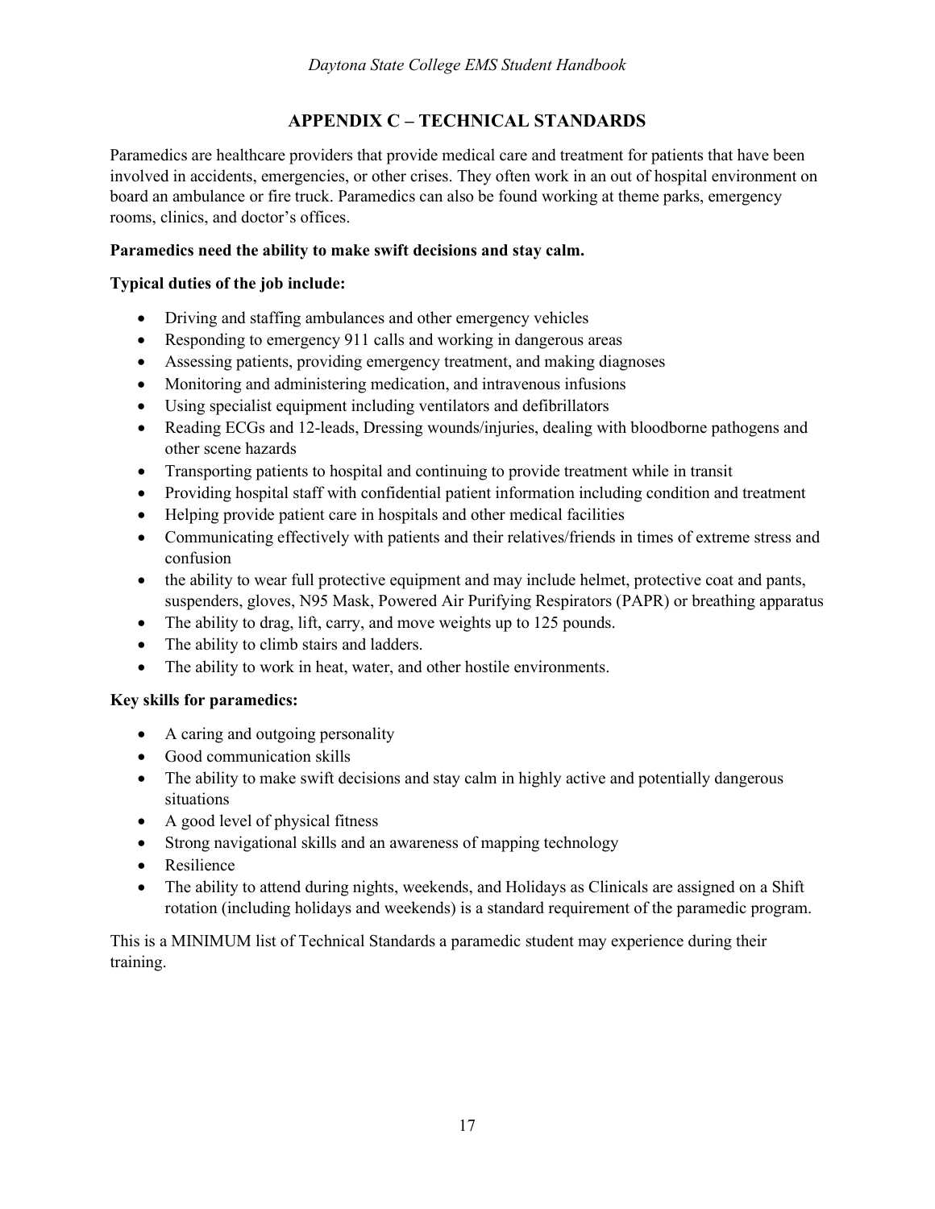## APPENDIX C – TECHNICAL STANDARDS

Paramedics are healthcare providers that provide medical care and treatment for patients that have been involved in accidents, emergencies, or other crises. They often work in an out of hospital environment on board an ambulance or fire truck. Paramedics can also be found working at theme parks, emergency rooms, clinics, and doctor's offices.

**Paramedics need the ability to make swift decisions and stay calm.**

**Typical duties of the job include:**

- Driving and staffing ambulances and other emergency vehicles
- Responding to emergency 911 calls and working in dangerous areas
- Assessing patients, providing emergency treatment, and making diagnoses
- Monitoring and administering medication, and intravenous infusions
- Using specialist equipment including ventilators and defibrillators
- Reading ECGs and 12-leads, Dressing wounds/injuries, dealing with bloodborne pathogens and other scene hazards
- Transporting patients to hospital and continuing to provide treatment while in transit
- Providing hospital staff with confidential patient information including condition and treatment
- Helping provide patient care in hospitals and other medical facilities
- Communicating effectively with patients and their relatives/friends in times of extreme stress and confusion
- the ability to wear full protective equipment and may include helmet, protective coat and pants, suspenders, gloves, N95 Mask, Powered Air Purifying Respirators (PAPR) or breathing apparatus
- The ability to drag, lift, carry, and move weights up to 125 pounds.
- The ability to climb stairs and ladders.
- The ability to work in heat, water, and other hostile environments.

**Key skills for paramedics:**

- A caring and outgoing personality
- Good communication skills
- The ability to make swift decisions and stay calm in highly active and potentially dangerous situations
- A good level of physical fitness
- Strong navigational skills and an awareness of mapping technology
- Resilience
- The ability to attend during nights, weekends, and Holidays as Clinicals are assigned on a Shift rotation (including holidays and weekends) is a standard requirement of the paramedic program.

This is a MINIMUM list of Technical Standards a paramedic student may experience during their training.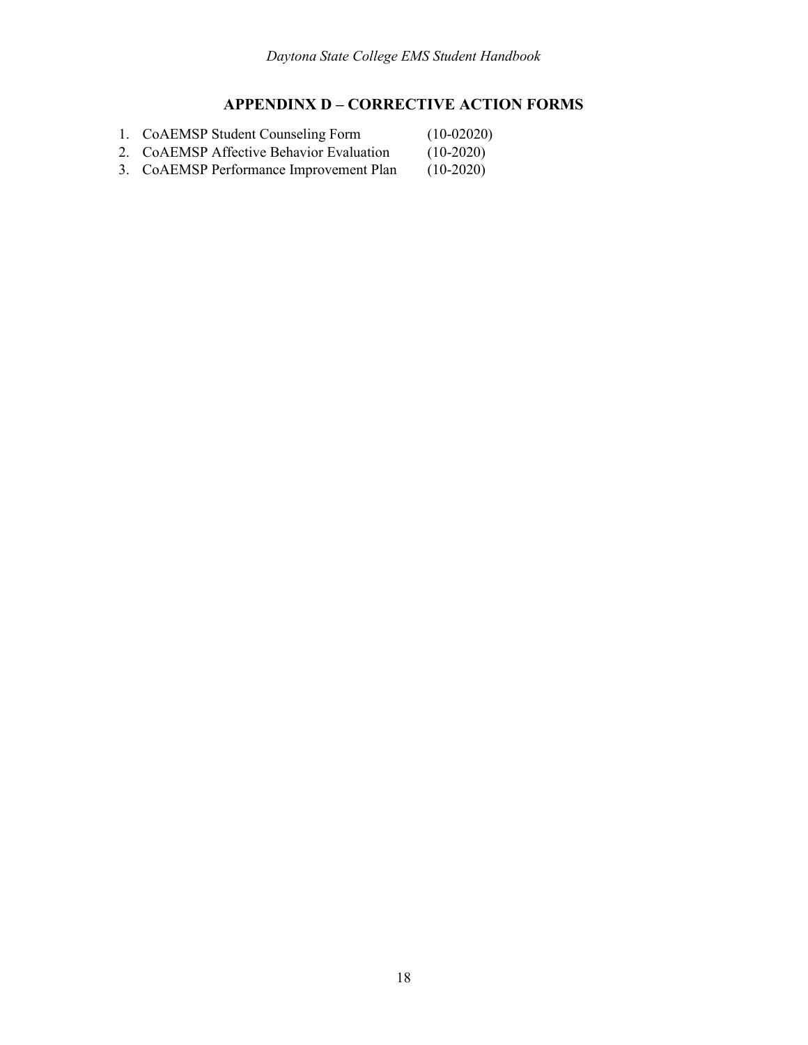## APPENDINX D – CORRECTIVE ACTION FORMS

1. CoAEMSP Student Counseling Form (10-02020)
2. CoAEMSP Affective Behavior Evaluation (10-2020)
3. CoAEMSP Performance Improvement Plan (10-2020)